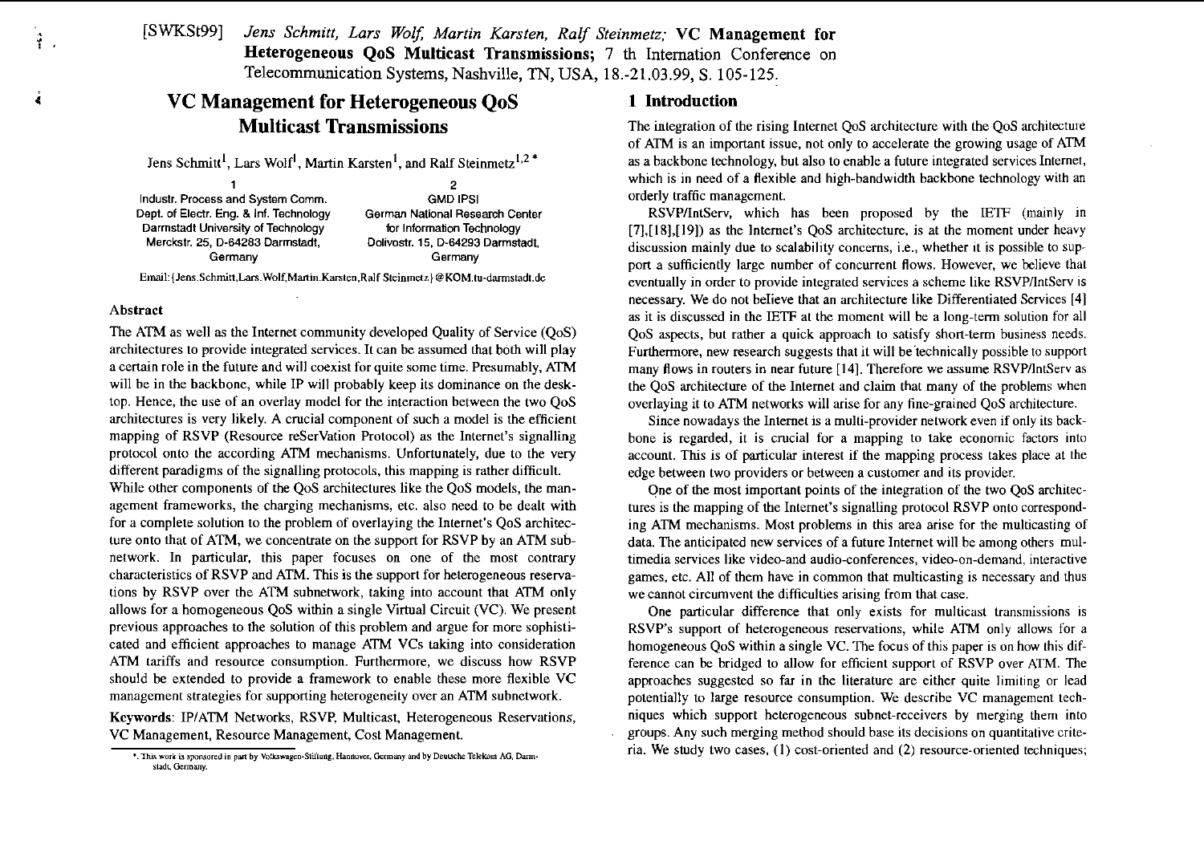[SWKSt99] *Jens Schmitt, Lars Wolf, Martin Karsten, Ralf Steinmetz;* **VC Management for Heterogeneous QoS Multicast Transmissions**; 7 th Internation Conference on Telecommunication Systems, Nashville, TN, USA, 18.-21.03.99, S. 105-125.

# VC Management for Heterogeneous QoS Multicast Transmissions

Jens Schmitt[1], Lars Wolf[1], Martin Karsten[1], and Ralf Steinmetz[1,2] *

1 Industr. Process and System Comm., Dept. of Electr. Eng. & Inf. Technology, Darmstadt University of Technology, Merckstr. 25, D-64283 Darmstadt, Germany

2 GMD IPSI, German National Research Center for Information Technology, Dolivostr. 15, D-64293 Darmstadt, Germany

Email: {Jens.Schmitt,Lars.Wolf,Martin.Karsten,Ralf.Steinmetz}@KOM.tu-darmstadt.de

### Abstract

The ATM as well as the Internet community developed Quality of Service (QoS) architectures to provide integrated services. It can be assumed that both will play a certain role in the future and will coexist for quite some time. Presumably, ATM will be in the backbone, while IP will probably keep its dominance on the desktop. Hence, the use of an overlay model for the interaction between the two QoS architectures is very likely. A crucial component of such a model is the efficient mapping of RSVP (Resource reSerVation Protocol) as the Internet's signalling protocol onto the according ATM mechanisms. Unfortunately, due to the very different paradigms of the signalling protocols, this mapping is rather difficult.

While other components of the QoS architectures like the QoS models, the management frameworks, the charging mechanisms, etc. also need to be dealt with for a complete solution to the problem of overlaying the Internet's QoS architecture onto that of ATM, we concentrate on the support for RSVP by an ATM subnetwork. In particular, this paper focuses on one of the most contrary characteristics of RSVP and ATM. This is the support for heterogeneous reservations by RSVP over the ATM subnetwork, taking into account that ATM only allows for a homogeneous QoS within a single Virtual Circuit (VC). We present previous approaches to the solution of this problem and argue for more sophisticated and efficient approaches to manage ATM VCs taking into consideration ATM tariffs and resource consumption. Furthermore, we discuss how RSVP should be extended to provide a framework to enable these more flexible VC management strategies for supporting heterogeneity over an ATM subnetwork.

**Keywords**: IP/ATM Networks, RSVP, Multicast, Heterogeneous Reservations, VC Management, Resource Management, Cost Management.

*. This work is sponsored in part by Volkswagen-Stiftung, Hannover, Germany and by Deutsche Telekom AG, Darmstadt, Germany.

## 1 Introduction

The integration of the rising Internet QoS architecture with the QoS architecture of ATM is an important issue, not only to accelerate the growing usage of ATM as a backbone technology, but also to enable a future integrated services Internet, which is in need of a flexible and high-bandwidth backbone technology with an orderly traffic management.

RSVP/IntServ, which has been proposed by the IETF (mainly in [7],[18],[19]) as the Internet's QoS architecture, is at the moment under heavy discussion mainly due to scalability concerns, i.e., whether it is possible to support a sufficiently large number of concurrent flows. However, we believe that eventually in order to provide integrated services a scheme like RSVP/IntServ is necessary. We do not believe that an architecture like Differentiated Services [4] as it is discussed in the IETF at the moment will be a long-term solution for all QoS aspects, but rather a quick approach to satisfy short-term business needs. Furthermore, new research suggests that it will be technically possible to support many flows in routers in near future [14]. Therefore we assume RSVP/IntServ as the QoS architecture of the Internet and claim that many of the problems when overlaying it to ATM networks will arise for any fine-grained QoS architecture.

Since nowadays the Internet is a multi-provider network even if only its backbone is regarded, it is crucial for a mapping to take economic factors into account. This is of particular interest if the mapping process takes place at the edge between two providers or between a customer and its provider.

One of the most important points of the integration of the two QoS architectures is the mapping of the Internet's signalling protocol RSVP onto corresponding ATM mechanisms. Most problems in this area arise for the multicasting of data. The anticipated new services of a future Internet will be among others multimedia services like video-and audio-conferences, video-on-demand, interactive games, etc. All of them have in common that multicasting is necessary and thus we cannot circumvent the difficulties arising from that case.

One particular difference that only exists for multicast transmissions is RSVP's support of heterogeneous reservations, while ATM only allows for a homogeneous QoS within a single VC. The focus of this paper is on how this difference can be bridged to allow for efficient support of RSVP over ATM. The approaches suggested so far in the literature are either quite limiting or lead potentially to large resource consumption. We describe VC management techniques which support heterogeneous subnet-receivers by merging them into groups. Any such merging method should base its decisions on quantitative criteria. We study two cases, (1) cost-oriented and (2) resource-oriented techniques;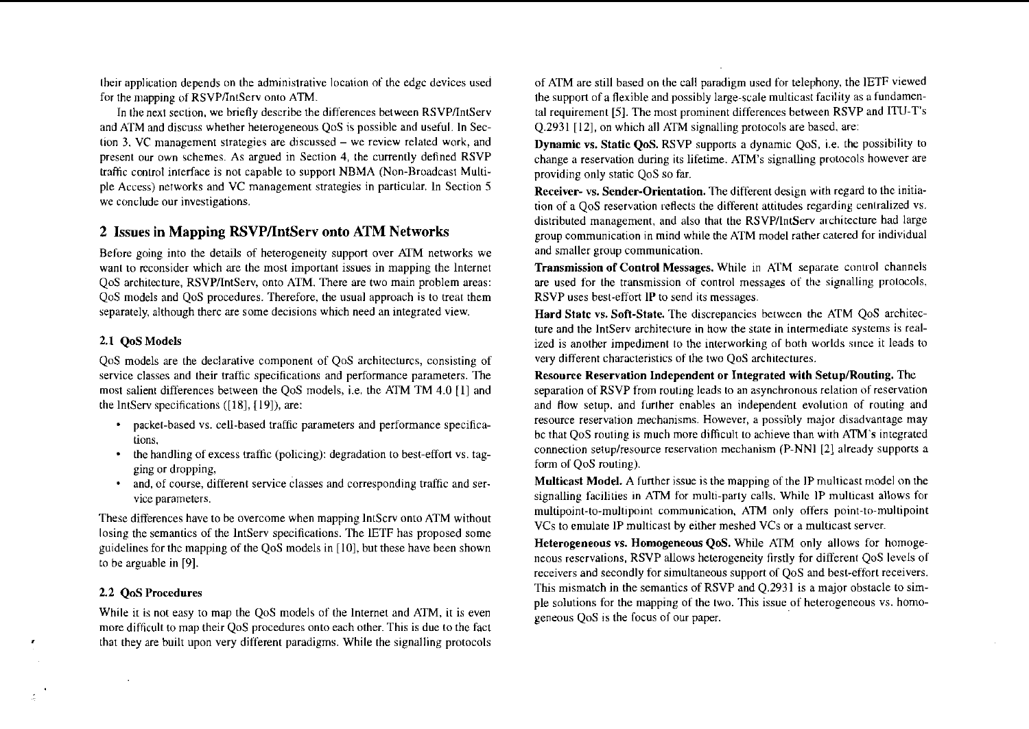their application depends on the administrative location of the edge devices used for the mapping of RSVP/IntServ onto ATM.

In the next section, we briefly describe the differences between RSVP/IntServ and ATM and discuss whether heterogeneous QoS is possible and useful. In Section 3, VC management strategies are discussed – we review related work, and present our own schemes. As argued in Section 4, the currently defined RSVP traffic control interface is not capable to support NBMA (Non-Broadcast Multiple Access) networks and VC management strategies in particular. In Section 5 we conclude our investigations.

## 2 Issues in Mapping RSVP/IntServ onto ATM Networks

Before going into the details of heterogeneity support over ATM networks we want to reconsider which are the most important issues in mapping the Internet QoS architecture, RSVP/IntServ, onto ATM. There are two main problem areas: QoS models and QoS procedures. Therefore, the usual approach is to treat them separately, although there are some decisions which need an integrated view.

### 2.1 QoS Models

QoS models are the declarative component of QoS architectures, consisting of service classes and their traffic specifications and performance parameters. The most salient differences between the QoS models, i.e. the ATM TM 4.0 [1] and the IntServ specifications ([18], [19]), are:

- packet-based vs. cell-based traffic parameters and performance specifications,
- the handling of excess traffic (policing): degradation to best-effort vs. tagging or dropping,
- and, of course, different service classes and corresponding traffic and service parameters.

These differences have to be overcome when mapping IntServ onto ATM without losing the semantics of the IntServ specifications. The IETF has proposed some guidelines for the mapping of the QoS models in [10], but these have been shown to be arguable in [9].

### 2.2 QoS Procedures

While it is not easy to map the QoS models of the Internet and ATM, it is even more difficult to map their QoS procedures onto each other. This is due to the fact that they are built upon very different paradigms. While the signalling protocols of ATM are still based on the call paradigm used for telephony, the IETF viewed the support of a flexible and possibly large-scale multicast facility as a fundamental requirement [5]. The most prominent differences between RSVP and ITU-T's Q.2931 [12], on which all ATM signalling protocols are based, are:

**Dynamic vs. Static QoS.** RSVP supports a dynamic QoS, i.e. the possibility to change a reservation during its lifetime. ATM's signalling protocols however are providing only static QoS so far.

**Receiver- vs. Sender-Orientation.** The different design with regard to the initiation of a QoS reservation reflects the different attitudes regarding centralized vs. distributed management, and also that the RSVP/IntServ architecture had large group communication in mind while the ATM model rather catered for individual and smaller group communication.

**Transmission of Control Messages.** While in ATM separate control channels are used for the transmission of control messages of the signalling protocols, RSVP uses best-effort IP to send its messages.

**Hard State vs. Soft-State.** The discrepancies between the ATM QoS architecture and the IntServ architecture in how the state in intermediate systems is realized is another impediment to the interworking of both worlds since it leads to very different characteristics of the two QoS architectures.

**Resource Reservation Independent or Integrated with Setup/Routing.** The separation of RSVP from routing leads to an asynchronous relation of reservation and flow setup, and further enables an independent evolution of routing and resource reservation mechanisms. However, a possibly major disadvantage may be that QoS routing is much more difficult to achieve than with ATM's integrated connection setup/resource reservation mechanism (P-NNI [2] already supports a form of QoS routing).

**Multicast Model.** A further issue is the mapping of the IP multicast model on the signalling facilities in ATM for multi-party calls. While IP multicast allows for multipoint-to-multipoint communication, ATM only offers point-to-multipoint VCs to emulate IP multicast by either meshed VCs or a multicast server.

**Heterogeneous vs. Homogeneous QoS.** While ATM only allows for homogeneous reservations, RSVP allows heterogeneity firstly for different QoS levels of receivers and secondly for simultaneous support of QoS and best-effort receivers. This mismatch in the semantics of RSVP and Q.2931 is a major obstacle to simple solutions for the mapping of the two. This issue of heterogeneous vs. homogeneous QoS is the focus of our paper.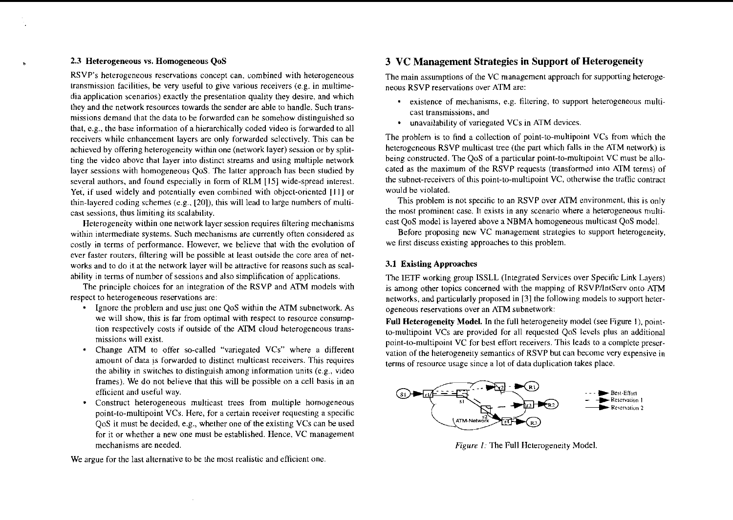### 2.3 Heterogeneous vs. Homogeneous QoS

RSVP's heterogeneous reservations concept can, combined with heterogeneous transmission facilities, be very useful to give various receivers (e.g. in multimedia application scenarios) exactly the presentation quality they desire, and which they and the network resources towards the sender are able to handle. Such transmissions demand that the data to be forwarded can be somehow distinguished so that, e.g., the base information of a hierarchically coded video is forwarded to all receivers while enhancement layers are only forwarded selectively. This can be achieved by offering heterogeneity within one (network layer) session or by splitting the video above that layer into distinct streams and using multiple network layer sessions with homogeneous QoS. The latter approach has been studied by several authors, and found especially in form of RLM [15] wide-spread interest. Yet, if used widely and potentially even combined with object-oriented [11] or thin-layered coding schemes (e.g., [20]), this will lead to large numbers of multicast sessions, thus limiting its scalability.

Heterogeneity within one network layer session requires filtering mechanisms within intermediate systems. Such mechanisms are currently often considered as costly in terms of performance. However, we believe that with the evolution of ever faster routers, filtering will be possible at least outside the core area of networks and to do it at the network layer will be attractive for reasons such as scalability in terms of number of sessions and also simplification of applications.

The principle choices for an integration of the RSVP and ATM models with respect to heterogeneous reservations are:

- Ignore the problem and use just one QoS within the ATM subnetwork. As we will show, this is far from optimal with respect to resource consumption respectively costs if outside of the ATM cloud heterogeneous transmissions will exist.
- Change ATM to offer so-called "variegated VCs" where a different amount of data is forwarded to distinct multicast receivers. This requires the ability in switches to distinguish among information units (e.g., video frames). We do not believe that this will be possible on a cell basis in an efficient and useful way.
- Construct heterogeneous multicast trees from multiple homogeneous point-to-multipoint VCs. Here, for a certain receiver requesting a specific QoS it must be decided, e.g., whether one of the existing VCs can be used for it or whether a new one must be established. Hence, VC management mechanisms are needed.

We argue for the last alternative to be the most realistic and efficient one.

## 3 VC Management Strategies in Support of Heterogeneity

The main assumptions of the VC management approach for supporting heterogeneous RSVP reservations over ATM are:

- existence of mechanisms, e.g. filtering, to support heterogeneous multicast transmissions, and
- unavailability of variegated VCs in ATM devices.

The problem is to find a collection of point-to-multipoint VCs from which the heterogeneous RSVP multicast tree (the part which falls in the ATM network) is being constructed. The QoS of a particular point-to-multipoint VC must be allocated as the maximum of the RSVP requests (transformed into ATM terms) of the subnet-receivers of this point-to-multipoint VC, otherwise the traffic contract would be violated.

This problem is not specific to an RSVP over ATM environment, this is only the most prominent case. It exists in any scenario where a heterogeneous multicast QoS model is layered above a NBMA homogeneous multicast QoS model.

Before proposing new VC management strategies to support heterogeneity, we first discuss existing approaches to this problem.

### 3.1 Existing Approaches

The IETF working group ISSLL (Integrated Services over Specific Link Layers) is among other topics concerned with the mapping of RSVP/IntServ onto ATM networks, and particularly proposed in [3] the following models to support heterogeneous reservations over an ATM subnetwork:

**Full Heterogeneity Model.** In the full heterogeneity model (see Figure 1), point-to-multipoint VCs are provided for all requested QoS levels plus an additional point-to-multipoint VC for best effort receivers. This leads to a complete preservation of the heterogeneity semantics of RSVP but can become very expensive in terms of resource usage since a lot of data duplication takes place.

*Figure 1:* The Full Heterogeneity Model.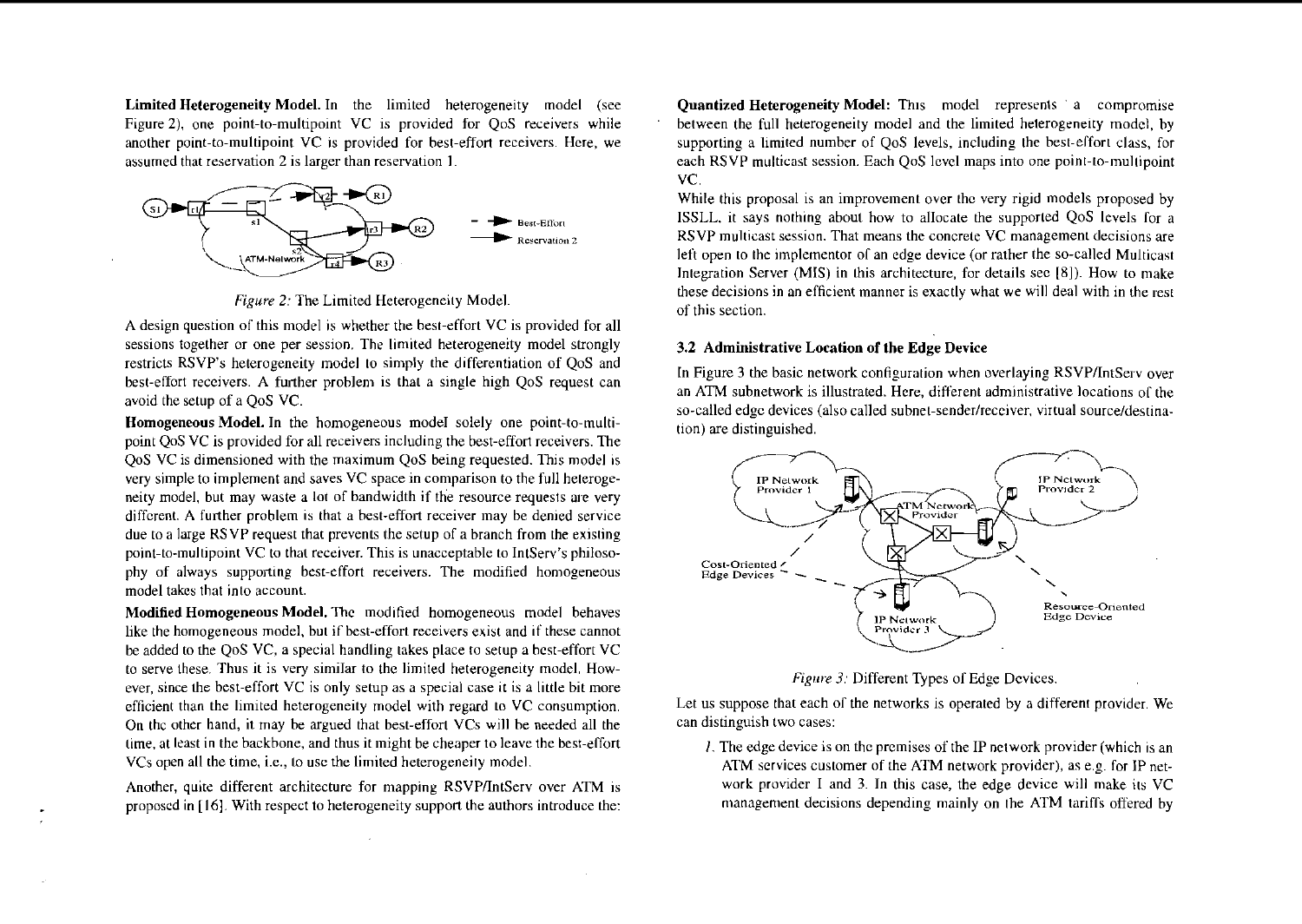**Limited Heterogeneity Model.** In the limited heterogeneity model (see Figure 2), one point-to-multipoint VC is provided for QoS receivers while another point-to-multipoint VC is provided for best-effort receivers. Here, we assumed that reservation 2 is larger than reservation 1.

*Figure 2:* The Limited Heterogeneity Model.

A design question of this model is whether the best-effort VC is provided for all sessions together or one per session. The limited heterogeneity model strongly restricts RSVP's heterogeneity model to simply the differentiation of QoS and best-effort receivers. A further problem is that a single high QoS request can avoid the setup of a QoS VC.

**Homogeneous Model.** In the homogeneous model solely one point-to-multipoint QoS VC is provided for all receivers including the best-effort receivers. The QoS VC is dimensioned with the maximum QoS being requested. This model is very simple to implement and saves VC space in comparison to the full heterogeneity model, but may waste a lot of bandwidth if the resource requests are very different. A further problem is that a best-effort receiver may be denied service due to a large RSVP request that prevents the setup of a branch from the existing point-to-multipoint VC to that receiver. This is unacceptable to IntServ's philosophy of always supporting best-effort receivers. The modified homogeneous model takes that into account.

**Modified Homogeneous Model.** The modified homogeneous model behaves like the homogeneous model, but if best-effort receivers exist and if these cannot be added to the QoS VC, a special handling takes place to setup a best-effort VC to serve these. Thus it is very similar to the limited heterogeneity model. However, since the best-effort VC is only setup as a special case it is a little bit more efficient than the limited heterogeneity model with regard to VC consumption. On the other hand, it may be argued that best-effort VCs will be needed all the time, at least in the backbone, and thus it might be cheaper to leave the best-effort VCs open all the time, i.e., to use the limited heterogeneity model.

Another, quite different architecture for mapping RSVP/IntServ over ATM is proposed in [16]. With respect to heterogeneity support the authors introduce the:

**Quantized Heterogeneity Model:** This model represents a compromise between the full heterogeneity model and the limited heterogeneity model, by supporting a limited number of QoS levels, including the best-effort class, for each RSVP multicast session. Each QoS level maps into one point-to-multipoint VC.

While this proposal is an improvement over the very rigid models proposed by ISSLL, it says nothing about how to allocate the supported QoS levels for a RSVP multicast session. That means the concrete VC management decisions are left open to the implementor of an edge device (or rather the so-called Multicast Integration Server (MIS) in this architecture, for details see [8]). How to make these decisions in an efficient manner is exactly what we will deal with in the rest of this section.

### 3.2 Administrative Location of the Edge Device

In Figure 3 the basic network configuration when overlaying RSVP/IntServ over an ATM subnetwork is illustrated. Here, different administrative locations of the so-called edge devices (also called subnet-sender/receiver, virtual source/destination) are distinguished.

*Figure 3:* Different Types of Edge Devices.

Let us suppose that each of the networks is operated by a different provider. We can distinguish two cases:

1. The edge device is on the premises of the IP network provider (which is an ATM services customer of the ATM network provider), as e.g. for IP network provider 1 and 3. In this case, the edge device will make its VC management decisions depending mainly on the ATM tariffs offered by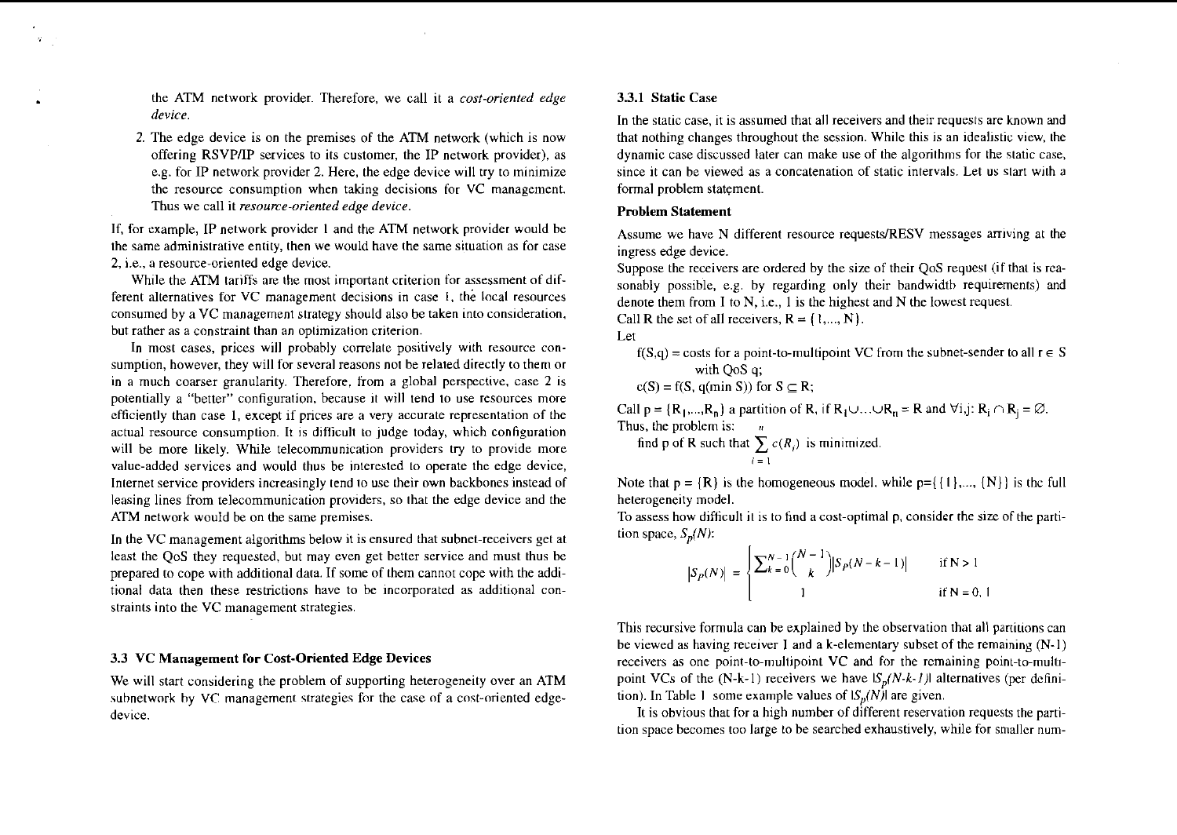the ATM network provider. Therefore, we call it a *cost-oriented edge device*.

2. The edge device is on the premises of the ATM network (which is now offering RSVP/IP services to its customer, the IP network provider), as e.g. for IP network provider 2. Here, the edge device will try to minimize the resource consumption when taking decisions for VC management. Thus we call it *resource-oriented edge device*.

If, for example, IP network provider 1 and the ATM network provider would be the same administrative entity, then we would have the same situation as for case 2, i.e., a resource-oriented edge device.

While the ATM tariffs are the most important criterion for assessment of different alternatives for VC management decisions in case 1, the local resources consumed by a VC management strategy should also be taken into consideration, but rather as a constraint than an optimization criterion.

In most cases, prices will probably correlate positively with resource consumption, however, they will for several reasons not be related directly to them or in a much coarser granularity. Therefore, from a global perspective, case 2 is potentially a "better" configuration, because it will tend to use resources more efficiently than case 1, except if prices are a very accurate representation of the actual resource consumption. It is difficult to judge today, which configuration will be more likely. While telecommunication providers try to provide more value-added services and would thus be interested to operate the edge device, Internet service providers increasingly tend to use their own backbones instead of leasing lines from telecommunication providers, so that the edge device and the ATM network would be on the same premises.

In the VC management algorithms below it is ensured that subnet-receivers get at least the QoS they requested, but may even get better service and must thus be prepared to cope with additional data. If some of them cannot cope with the additional data then these restrictions have to be incorporated as additional constraints into the VC management strategies.

## 3.3 VC Management for Cost-Oriented Edge Devices

We will start considering the problem of supporting heterogeneity over an ATM subnetwork by VC management strategies for the case of a cost-oriented edge-device.

### 3.3.1 Static Case

In the static case, it is assumed that all receivers and their requests are known and that nothing changes throughout the session. While this is an idealistic view, the dynamic case discussed later can make use of the algorithms for the static case, since it can be viewed as a concatenation of static intervals. Let us start with a formal problem statement.

**Problem Statement**

Assume we have N different resource requests/RESV messages arriving at the ingress edge device.

Suppose the receivers are ordered by the size of their QoS request (if that is reasonably possible, e.g. by regarding only their bandwidth requirements) and denote them from 1 to N, i.e., 1 is the highest and N the lowest request.

Call R the set of all receivers, $R = \{1, ..., N\}$.

Let

$f(S,q)$ = costs for a point-to-multipoint VC from the subnet-sender to all $r \in S$ with QoS q;

$c(S) = f(S, q(\min S))$ for $S \subseteq R$;

Call $p = \{R_1, ..., R_n\}$ a partition of R, if $R_1 \cup ... \cup R_n = R$ and $\forall i,j: R_i \cap R_j = \emptyset$.

Thus, the problem is:

find p of R such that $\sum_{i=1}^{n} c(R_i)$ is minimized.

Note that $p = \{R\}$ is the homogeneous model, while $p = \{\{1\}, ..., \{N\}\}$ is the full heterogeneity model.

To assess how difficult it is to find a cost-optimal p, consider the size of the partition space, $S_p(N)$:

$$
|S_P(N)| = \begin{cases} \sum_{k=0}^{N-1} \binom{N-1}{k} |S_P(N-k-1)| & \text{if } N > 1 \\ 1 & \text{if } N = 0, 1 \end{cases}
$$

This recursive formula can be explained by the observation that all partitions can be viewed as having receiver 1 and a k-elementary subset of the remaining (N-1) receivers as one point-to-multipoint VC and for the remaining point-to-multipoint VCs of the (N-k-1) receivers we have $|S_p(N-k-1)|$ alternatives (per definition). In Table 1 some example values of $|S_p(N)|$ are given.

It is obvious that for a high number of different reservation requests the partition space becomes too large to be searched exhaustively, while for smaller num-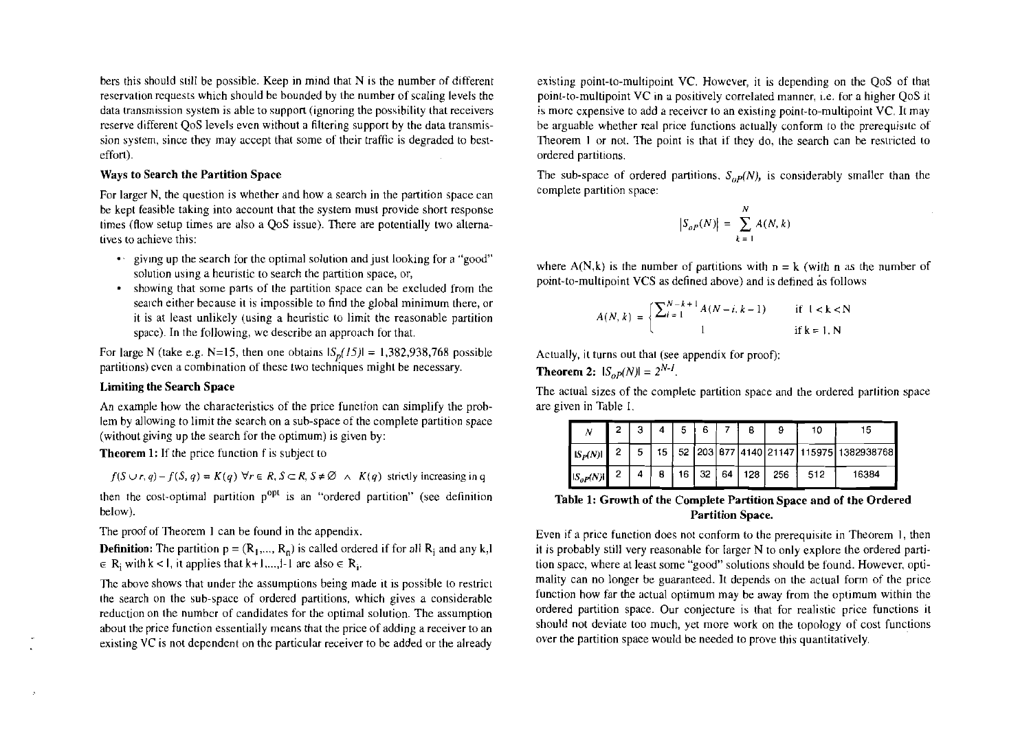bers this should still be possible. Keep in mind that N is the number of different reservation requests which should be bounded by the number of scaling levels the data transmission system is able to support (ignoring the possibility that receivers reserve different QoS levels even without a filtering support by the data transmission system, since they may accept that some of their traffic is degraded to best-effort).

**Ways to Search the Partition Space**

For larger N, the question is whether and how a search in the partition space can be kept feasible taking into account that the system must provide short response times (flow setup times are also a QoS issue). There are potentially two alternatives to achieve this:

- giving up the search for the optimal solution and just looking for a "good" solution using a heuristic to search the partition space, or,
- showing that some parts of the partition space can be excluded from the search either because it is impossible to find the global minimum there, or it is at least unlikely (using a heuristic to limit the reasonable partition space). In the following, we describe an approach for that.

For large N (take e.g. N=15, then one obtains $|S_p(15)| = 1{,}382{,}938{,}768$ possible partitions) even a combination of these two techniques might be necessary.

**Limiting the Search Space**

An example how the characteristics of the price function can simplify the problem by allowing to limit the search on a sub-space of the complete partition space (without giving up the search for the optimum) is given by:

**Theorem 1:** If the price function f is subject to

$$f(S \cup r, q) - f(S, q) = K(q) \ \forall r \in R, S \subset R, S \neq \varnothing \ \wedge \ K(q) \text{ strictly increasing in q}$$

then the cost-optimal partition $p^{opt}$ is an "ordered partition" (see definition below).

The proof of Theorem 1 can be found in the appendix.

**Definition:** The partition $p = (R_1, \ldots, R_n)$ is called ordered if for all $R_i$ and any k,l $\in R_i$ with $k < l$, it applies that $k+1, \ldots, l-1$ are also $\in R_i$.

The above shows that under the assumptions being made it is possible to restrict the search on the sub-space of ordered partitions, which gives a considerable reduction on the number of candidates for the optimal solution. The assumption about the price function essentially means that the price of adding a receiver to an existing VC is not dependent on the particular receiver to be added or the already existing point-to-multipoint VC. However, it is depending on the QoS of that point-to-multipoint VC in a positively correlated manner, i.e. for a higher QoS it is more expensive to add a receiver to an existing point-to-multipoint VC. It may be arguable whether real price functions actually conform to the prerequisite of Theorem 1 or not. The point is that if they do, the search can be restricted to ordered partitions.

The sub-space of ordered partitions, $S_{oP}(N)$, is considerably smaller than the complete partition space:

$$|S_{oP}(N)| = \sum_{k=1}^{N} A(N, k)$$

where A(N,k) is the number of partitions with n = k (with n as the number of point-to-multipoint VCS as defined above) and is defined as follows

$$A(N,k) = \begin{cases} \sum_{i=1}^{N-k+1} A(N-i, k-1) & \text{if } 1 < k < N \\ 1 & \text{if } k = 1, N \end{cases}$$

Actually, it turns out that (see appendix for proof):

**Theorem 2:** $|S_{oP}(N)| = 2^{N-1}$.

The actual sizes of the complete partition space and the ordered partition space are given in Table 1.

| $N$ | 2 | 3 | 4 | 5 | 6 | 7 | 8 | 9 | 10 | 15 |
|---|---|---|---|---|---|---|---|---|---|---|
| $\lvert S_P(N)\rvert$ | 2 | 5 | 15 | 52 | 203 | 877 | 4140 | 21147 | 115975 | 1382938768 |
| $\lvert S_{oP}(N)\rvert$ | 2 | 4 | 8 | 16 | 32 | 64 | 128 | 256 | 512 | 16384 |

**Table 1: Growth of the Complete Partition Space and of the Ordered Partition Space.**

Even if a price function does not conform to the prerequisite in Theorem 1, then it is probably still very reasonable for larger N to only explore the ordered partition space, where at least some "good" solutions should be found. However, optimality can no longer be guaranteed. It depends on the actual form of the price function how far the actual optimum may be away from the optimum within the ordered partition space. Our conjecture is that for realistic price functions it should not deviate too much, yet more work on the topology of cost functions over the partition space would be needed to prove this quantitatively.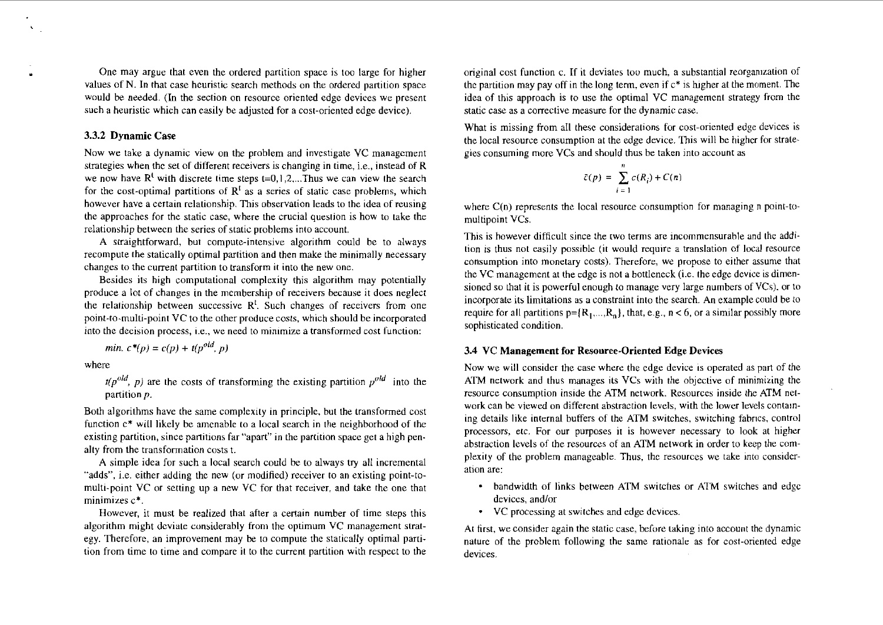One may argue that even the ordered partition space is too large for higher values of N. In that case heuristic search methods on the ordered partition space would be needed. (In the section on resource oriented edge devices we present such a heuristic which can easily be adjusted for a cost-oriented edge device).

### 3.3.2 Dynamic Case

Now we take a dynamic view on the problem and investigate VC management strategies when the set of different receivers is changing in time, i.e., instead of R we now have $R^t$ with discrete time steps t=0,1,2,...Thus we can view the search for the cost-optimal partitions of $R^t$ as a series of static case problems, which however have a certain relationship. This observation leads to the idea of reusing the approaches for the static case, where the crucial question is how to take the relationship between the series of static problems into account.

A straightforward, but compute-intensive algorithm could be to always recompute the statically optimal partition and then make the minimally necessary changes to the current partition to transform it into the new one.

Besides its high computational complexity this algorithm may potentially produce a lot of changes in the membership of receivers because it does neglect the relationship between successive $R^t$. Such changes of receivers from one point-to-multi-point VC to the other produce costs, which should be incorporated into the decision process, i.e., we need to minimize a transformed cost function:

$$\min.\ c^*(p) = c(p) + t(p^{old}, p)$$

where

$t(p^{old}, p)$ are the costs of transforming the existing partition $p^{old}$ into the partition $p$.

Both algorithms have the same complexity in principle, but the transformed cost function c* will likely be amenable to a local search in the neighborhood of the existing partition, since partitions far "apart" in the partition space get a high penalty from the transformation costs t.

A simple idea for such a local search could be to always try all incremental "adds", i.e. either adding the new (or modified) receiver to an existing point-to-multi-point VC or setting up a new VC for that receiver, and take the one that minimizes c*.

However, it must be realized that after a certain number of time steps this algorithm might deviate considerably from the optimum VC management strategy. Therefore, an improvement may be to compute the statically optimal partition from time to time and compare it to the current partition with respect to the original cost function c. If it deviates too much, a substantial reorganization of the partition may pay off in the long term, even if c* is higher at the moment. The idea of this approach is to use the optimal VC management strategy from the static case as a corrective measure for the dynamic case.

What is missing from all these considerations for cost-oriented edge devices is the local resource consumption at the edge device. This will be higher for strategies consuming more VCs and should thus be taken into account as

$$\tilde{c}(p) = \sum_{i=1}^{n} c(R_i) + C(n)$$

where C(n) represents the local resource consumption for managing n point-to-multipoint VCs.

This is however difficult since the two terms are incommensurable and the addition is thus not easily possible (it would require a translation of local resource consumption into monetary costs). Therefore, we propose to either assume that the VC management at the edge is not a bottleneck (i.e. the edge device is dimensioned so that it is powerful enough to manage very large numbers of VCs), or to incorporate its limitations as a constraint into the search. An example could be to require for all partitions $p=\{R_1,...,R_n\}$, that, e.g., $n < 6$, or a similar possibly more sophisticated condition.

## 3.4 VC Management for Resource-Oriented Edge Devices

Now we will consider the case where the edge device is operated as part of the ATM network and thus manages its VCs with the objective of minimizing the resource consumption inside the ATM network. Resources inside the ATM network can be viewed on different abstraction levels, with the lower levels containing details like internal buffers of the ATM switches, switching fabrics, control processors, etc. For our purposes it is however necessary to look at higher abstraction levels of the resources of an ATM network in order to keep the complexity of the problem manageable. Thus, the resources we take into consideration are:

- bandwidth of links between ATM switches or ATM switches and edge devices, and/or
- VC processing at switches and edge devices.

At first, we consider again the static case, before taking into account the dynamic nature of the problem following the same rationale as for cost-oriented edge devices.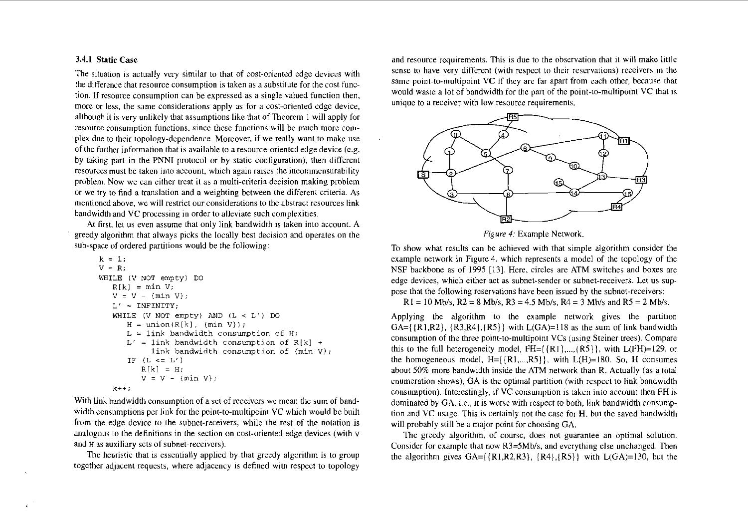### 3.4.1 Static Case

The situation is actually very similar to that of cost-oriented edge devices with the difference that resource consumption is taken as a substitute for the cost function. If resource consumption can be expressed as a single valued function then, more or less, the same considerations apply as for a cost-oriented edge device, although it is very unlikely that assumptions like that of Theorem 1 will apply for resource consumption functions, since these functions will be much more complex due to their topology-dependence. Moreover, if we really want to make use of the further information that is available to a resource-oriented edge device (e.g. by taking part in the PNNI protocol or by static configuration), then different resources must be taken into account, which again raises the incommensurability problem. Now we can either treat it as a multi-criteria decision making problem or we try to find a translation and a weighting between the different criteria. As mentioned above, we will restrict our considerations to the abstract resources link bandwidth and VC processing in order to alleviate such complexities.

At first, let us even assume that only link bandwidth is taken into account. A greedy algorithm that always picks the locally best decision and operates on the sub-space of ordered partitions would be the following:

```
k = 1;
V = R;
WHILE (V NOT empty) DO
   R[k] = min V;
   V = V - {min V};
   L' = INFINITY;
   WHILE (V NOT empty) AND (L < L') DO
      H = union(R[k], {min V});
      L = link bandwidth consumption of H;
      L' = link bandwidth consumption of R[k] +
           link bandwidth consumption of {min V};
      IF (L <= L')
         R[k] = H;
         V = V - {min V};
   k++;
```

With link bandwidth consumption of a set of receivers we mean the sum of bandwidth consumptions per link for the point-to-multipoint VC which would be built from the edge device to the subnet-receivers, while the rest of the notation is analogous to the definitions in the section on cost-oriented edge devices (with V and H as auxiliary sets of subnet-receivers).

The heuristic that is essentially applied by that greedy algorithm is to group together adjacent requests, where adjacency is defined with respect to topology and resource requirements. This is due to the observation that it will make little sense to have very different (with respect to their reservations) receivers in the same point-to-multipoint VC if they are far apart from each other, because that would waste a lot of bandwidth for the part of the point-to-multipoint VC that is unique to a receiver with low resource requirements.

*Figure 4:* Example Network.

To show what results can be achieved with that simple algorithm consider the example network in Figure 4, which represents a model of the topology of the NSF backbone as of 1995 [13]. Here, circles are ATM switches and boxes are edge devices, which either act as subnet-sender or subnet-receivers. Let us suppose that the following reservations have been issued by the subnet-receivers:

R1 = 10 Mb/s, R2 = 8 Mb/s, R3 = 4.5 Mb/s, R4 = 3 Mb/s and R5 = 2 Mb/s.

Applying the algorithm to the example network gives the partition GA={{R1,R2}, {R3,R4},{R5}} with L(GA)=118 as the sum of link bandwidth consumption of the three point-to-multipoint VCs (using Steiner trees). Compare this to the full heterogeneity model, FH={{R1},...,{R5}}, with L(FH)=129, or the homogeneous model, H={{R1,...,R5}}, with L(H)=180. So, H consumes about 50% more bandwidth inside the ATM network than R. Actually (as a total enumeration shows), GA is the optimal partition (with respect to link bandwidth consumption). Interestingly, if VC consumption is taken into account then FH is dominated by GA, i.e., it is worse with respect to both, link bandwidth consumption and VC usage. This is certainly not the case for H, but the saved bandwidth will probably still be a major point for choosing GA.

The greedy algorithm, of course, does not guarantee an optimal solution. Consider for example that now R3=5Mb/s, and everything else unchanged. Then the algorithm gives GA={{R1,R2,R3}, {R4},{R5}} with L(GA)=130, but the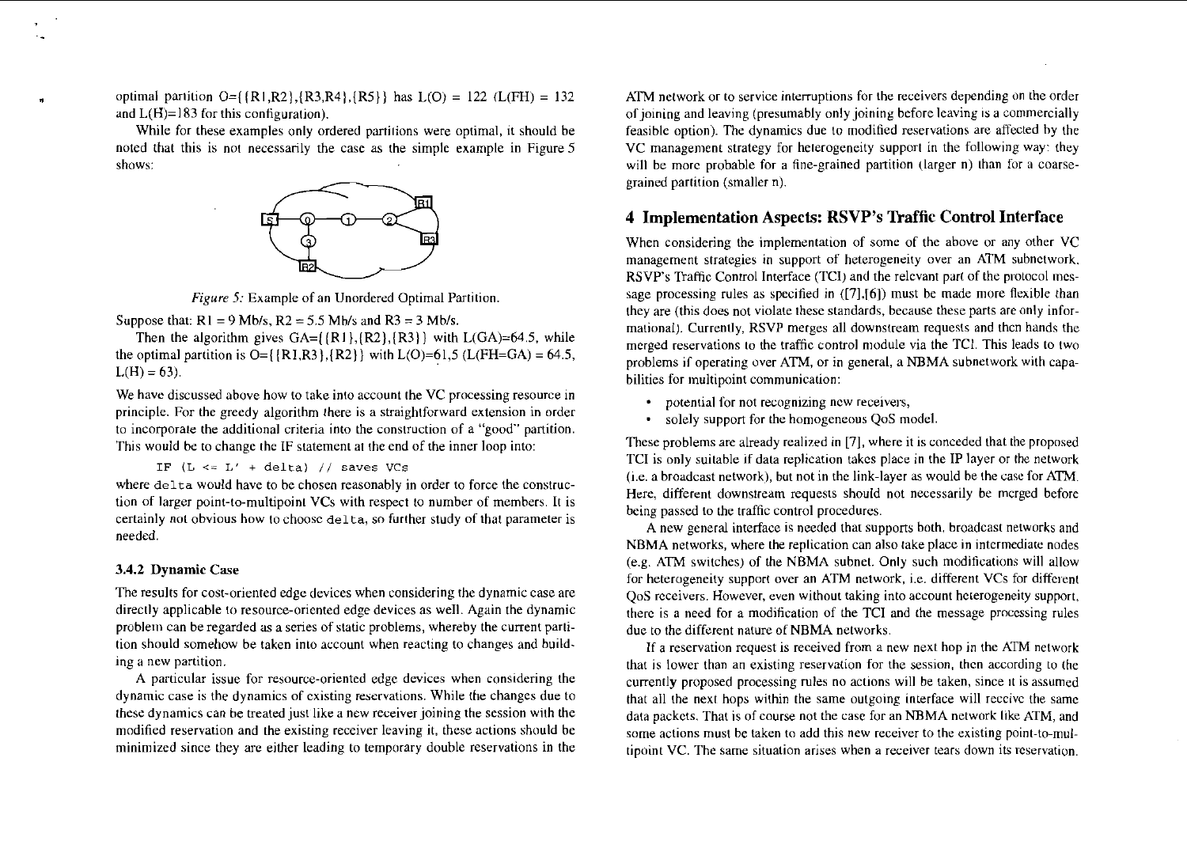optimal partition O={{R1,R2},{R3,R4},{R5}} has L(O) = 122 (L(FH) = 132 and L(H)=183 for this configuration).

While for these examples only ordered partitions were optimal, it should be noted that this is not necessarily the case as the simple example in Figure 5 shows:

*Figure 5:* Example of an Unordered Optimal Partition.

Suppose that: R1 = 9 Mb/s, R2 = 5.5 Mb/s and R3 = 3 Mb/s.

Then the algorithm gives GA={{R1},{R2},{R3}} with L(GA)=64.5, while the optimal partition is O={{R1,R3},{R2}} with L(O)=61,5 (L(FH=GA) = 64.5, L(H) = 63).

We have discussed above how to take into account the VC processing resource in principle. For the greedy algorithm there is a straightforward extension in order to incorporate the additional criteria into the construction of a "good" partition. This would be to change the IF statement at the end of the inner loop into:

```
IF (L <= L' + delta) // saves VCs
```

where `delta` would have to be chosen reasonably in order to force the construction of larger point-to-multipoint VCs with respect to number of members. It is certainly not obvious how to choose `delta`, so further study of that parameter is needed.

### 3.4.2 Dynamic Case

The results for cost-oriented edge devices when considering the dynamic case are directly applicable to resource-oriented edge devices as well. Again the dynamic problem can be regarded as a series of static problems, whereby the current partition should somehow be taken into account when reacting to changes and building a new partition.

A particular issue for resource-oriented edge devices when considering the dynamic case is the dynamics of existing reservations. While the changes due to these dynamics can be treated just like a new receiver joining the session with the modified reservation and the existing receiver leaving it, these actions should be minimized since they are either leading to temporary double reservations in the ATM network or to service interruptions for the receivers depending on the order of joining and leaving (presumably only joining before leaving is a commercially feasible option). The dynamics due to modified reservations are affected by the VC management strategy for heterogeneity support in the following way: they will be more probable for a fine-grained partition (larger n) than for a coarse-grained partition (smaller n).

## 4 Implementation Aspects: RSVP's Traffic Control Interface

When considering the implementation of some of the above or any other VC management strategies in support of heterogeneity over an ATM subnetwork, RSVP's Traffic Control Interface (TCI) and the relevant part of the protocol message processing rules as specified in ([7],[6]) must be made more flexible than they are (this does not violate these standards, because these parts are only informational). Currently, RSVP merges all downstream requests and then hands the merged reservations to the traffic control module via the TCI. This leads to two problems if operating over ATM, or in general, a NBMA subnetwork with capabilities for multipoint communication:

- potential for not recognizing new receivers,
- solely support for the homogeneous QoS model.

These problems are already realized in [7], where it is conceded that the proposed TCI is only suitable if data replication takes place in the IP layer or the network (i.e. a broadcast network), but not in the link-layer as would be the case for ATM. Here, different downstream requests should not necessarily be merged before being passed to the traffic control procedures.

A new general interface is needed that supports both, broadcast networks and NBMA networks, where the replication can also take place in intermediate nodes (e.g. ATM switches) of the NBMA subnet. Only such modifications will allow for heterogeneity support over an ATM network, i.e. different VCs for different QoS receivers. However, even without taking into account heterogeneity support, there is a need for a modification of the TCI and the message processing rules due to the different nature of NBMA networks.

If a reservation request is received from a new next hop in the ATM network that is lower than an existing reservation for the session, then according to the currently proposed processing rules no actions will be taken, since it is assumed that all the next hops within the same outgoing interface will receive the same data packets. That is of course not the case for an NBMA network like ATM, and some actions must be taken to add this new receiver to the existing point-to-multipoint VC. The same situation arises when a receiver tears down its reservation.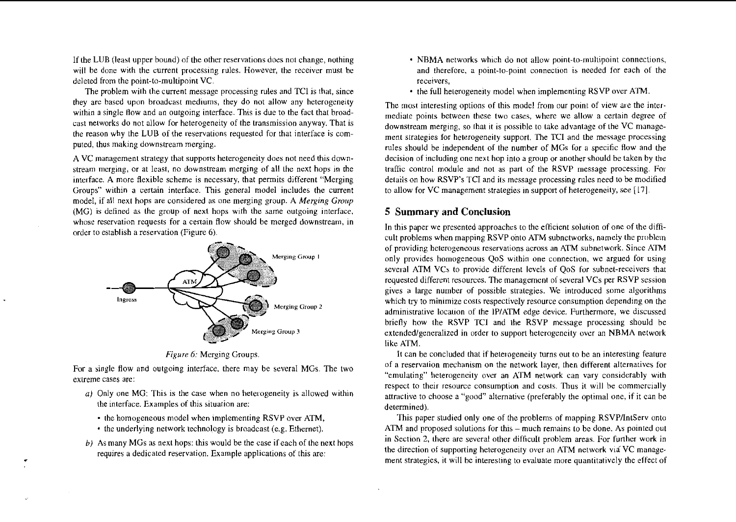If the LUB (least upper bound) of the other reservations does not change, nothing will be done with the current processing rules. However, the receiver must be deleted from the point-to-multipoint VC.

The problem with the current message processing rules and TCI is that, since they are based upon broadcast mediums, they do not allow any heterogeneity within a single flow and an outgoing interface. This is due to the fact that broadcast networks do not allow for heterogeneity of the transmission anyway. That is the reason why the LUB of the reservations requested for that interface is computed, thus making downstream merging.

A VC management strategy that supports heterogeneity does not need this downstream merging, or at least, no downstream merging of all the next hops in the interface. A more flexible scheme is necessary, that permits different "Merging Groups" within a certain interface. This general model includes the current model, if all next hops are considered as one merging group. A *Merging Group* (MG) is defined as the group of next hops with the same outgoing interface, whose reservation requests for a certain flow should be merged downstream, in order to establish a reservation (Figure 6).

Merging Group 1

ATM

Ingress

Merging Group 2

Merging Group 3

*Figure 6:* Merging Groups.

For a single flow and outgoing interface, there may be several MGs. The two extreme cases are:

*a)* Only one MG: This is the case when no heterogeneity is allowed within the interface. Examples of this situation are:
   - the homogeneous model when implementing RSVP over ATM,
   - the underlying network technology is broadcast (e.g. Ethernet).

*b)* As many MGs as next hops: this would be the case if each of the next hops requires a dedicated reservation. Example applications of this are:
   - NBMA networks which do not allow point-to-multipoint connections, and therefore, a point-to-point connection is needed for each of the receivers,
   - the full heterogeneity model when implementing RSVP over ATM.

The most interesting options of this model from our point of view are the intermediate points between these two cases, where we allow a certain degree of downstream merging, so that it is possible to take advantage of the VC management strategies for heterogeneity support. The TCI and the message processing rules should be independent of the number of MGs for a specific flow and the decision of including one next hop into a group or another should be taken by the traffic control module and not as part of the RSVP message processing. For details on how RSVP's TCI and its message processing rules need to be modified to allow for VC management strategies in support of heterogeneity, see [17].

## 5 Summary and Conclusion

In this paper we presented approaches to the efficient solution of one of the difficult problems when mapping RSVP onto ATM subnetworks, namely the problem of providing heterogeneous reservations across an ATM subnetwork. Since ATM only provides homogeneous QoS within one connection, we argued for using several ATM VCs to provide different levels of QoS for subnet-receivers that requested different resources. The management of several VCs per RSVP session gives a large number of possible strategies. We introduced some algorithms which try to minimize costs respectively resource consumption depending on the administrative location of the IP/ATM edge device. Furthermore, we discussed briefly how the RSVP TCI and the RSVP message processing should be extended/generalized in order to support heterogeneity over an NBMA network like ATM.

It can be concluded that if heterogeneity turns out to be an interesting feature of a reservation mechanism on the network layer, then different alternatives for "emulating" heterogeneity over an ATM network can vary considerably with respect to their resource consumption and costs. Thus it will be commercially attractive to choose a "good" alternative (preferably the optimal one, if it can be determined).

This paper studied only one of the problems of mapping RSVP/IntServ onto ATM and proposed solutions for this – much remains to be done. As pointed out in Section 2, there are several other difficult problem areas. For further work in the direction of supporting heterogeneity over an ATM network via VC management strategies, it will be interesting to evaluate more quantitatively the effect of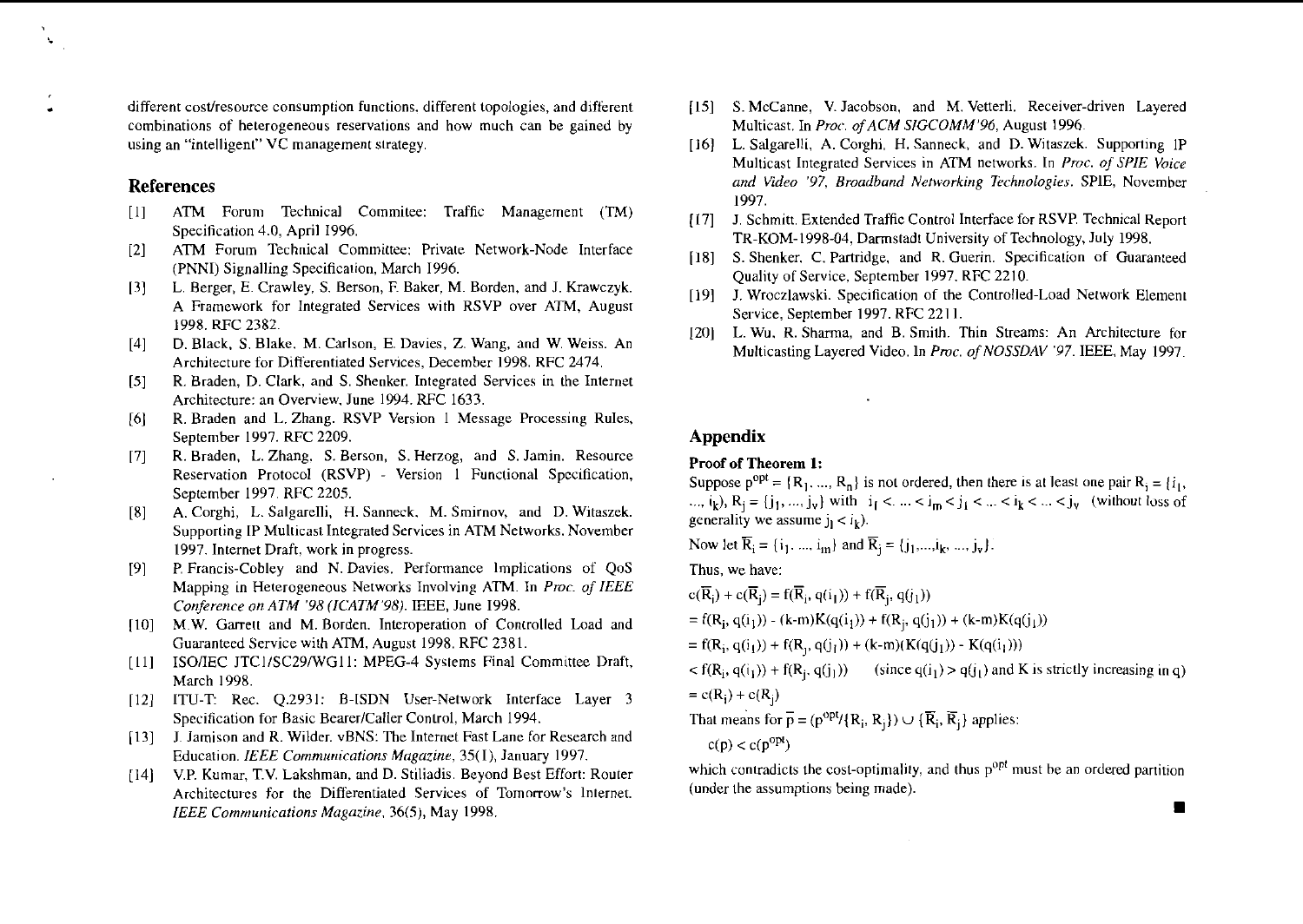different cost/resource consumption functions, different topologies, and different combinations of heterogeneous reservations and how much can be gained by using an "intelligent" VC management strategy.

## References

[1] ATM Forum Technical Commitee: Traffic Management (TM) Specification 4.0, April 1996.

[2] ATM Forum Technical Committee: Private Network-Node Interface (PNNI) Signalling Specification, March 1996.

[3] L. Berger, E. Crawley, S. Berson, F. Baker, M. Borden, and J. Krawczyk. A Framework for Integrated Services with RSVP over ATM, August 1998. RFC 2382.

[4] D. Black, S. Blake, M. Carlson, E. Davies, Z. Wang, and W. Weiss. An Architecture for Differentiated Services, December 1998. RFC 2474.

[5] R. Braden, D. Clark, and S. Shenker. Integrated Services in the Internet Architecture: an Overview, June 1994. RFC 1633.

[6] R. Braden and L. Zhang. RSVP Version 1 Message Processing Rules, September 1997. RFC 2209.

[7] R. Braden, L. Zhang, S. Berson, S. Herzog, and S. Jamin. Resource Reservation Protocol (RSVP) - Version 1 Functional Specification, September 1997. RFC 2205.

[8] A. Corghi, L. Salgarelli, H. Sanneck, M. Smirnov, and D. Witaszek. Supporting IP Multicast Integrated Services in ATM Networks. November 1997. Internet Draft, work in progress.

[9] P. Francis-Cobley and N. Davies. Performance Implications of QoS Mapping in Heterogeneous Networks Involving ATM. In *Proc. of IEEE Conference on ATM '98 (ICATM'98)*. IEEE, June 1998.

[10] M.W. Garrett and M. Borden. Interoperation of Controlled Load and Guaranteed Service with ATM, August 1998. RFC 2381.

[11] ISO/IEC JTC1/SC29/WG11: MPEG-4 Systems Final Committee Draft, March 1998.

[12] ITU-T: Rec. Q.2931: B-ISDN User-Network Interface Layer 3 Specification for Basic Bearer/Caller Control, March 1994.

[13] J. Jamison and R. Wilder. vBNS: The Internet Fast Lane for Research and Education. *IEEE Communications Magazine*, 35(1), January 1997.

[14] V.P. Kumar, T.V. Lakshman, and D. Stiliadis. Beyond Best Effort: Router Architectures for the Differentiated Services of Tomorrow's Internet. *IEEE Communications Magazine*, 36(5), May 1998.

[15] S. McCanne, V. Jacobson, and M. Vetterli. Receiver-driven Layered Multicast. In *Proc. of ACM SIGCOMM'96*, August 1996.

[16] L. Salgarelli, A. Corghi, H. Sanneck, and D. Witaszek. Supporting IP Multicast Integrated Services in ATM networks. In *Proc. of SPIE Voice and Video '97, Broadband Networking Technologies*. SPIE, November 1997.

[17] J. Schmitt. Extended Traffic Control Interface for RSVP. Technical Report TR-KOM-1998-04, Darmstadt University of Technology, July 1998.

[18] S. Shenker, C. Partridge, and R. Guerin. Specification of Guaranteed Quality of Service, September 1997. RFC 2210.

[19] J. Wroczlawski. Specification of the Controlled-Load Network Element Service, September 1997. RFC 2211.

[20] L. Wu, R. Sharma, and B. Smith. Thin Streams: An Architecture for Multicasting Layered Video. In *Proc. of NOSSDAV '97*. IEEE, May 1997.

## Appendix

**Proof of Theorem 1:**

Suppose $p^{opt} = \{R_1, ..., R_n\}$ is not ordered, then there is at least one pair $R_i = \{i_1, ..., i_k\}$, $R_j = \{j_1, ..., j_v\}$ with $i_1 < ... < i_m < j_1 < ... < i_k < ... < j_v$ (without loss of generality we assume $j_1 < i_k$).

Now let $\overline{R}_i = \{i_1, ..., i_m\}$ and $\overline{R}_j = \{j_1, ..., i_k, ..., j_v\}$.

Thus, we have:

$c(\overline{R}_i) + c(\overline{R}_j) = f(\overline{R}_i, q(i_1)) + f(\overline{R}_j, q(j_1))$

$= f(R_i, q(i_1)) - (k-m)K(q(i_1)) + f(R_j, q(j_1)) + (k-m)K(q(j_1))$

$= f(R_i, q(i_1)) + f(R_j, q(j_1)) + (k-m)(K(q(j_1)) - K(q(i_1)))$

$< f(R_i, q(i_1)) + f(R_j, q(j_1))$ (since $q(i_1) > q(j_1)$ and K is strictly increasing in q)

$= c(R_i) + c(R_j)$

That means for $\overline{p} = (p^{opt}/\{R_i, R_j\}) \cup \{\overline{R}_i, \overline{R}_j\}$ applies:

$c(p) < c(p^{opt})$

which contradicts the cost-optimality, and thus $p^{opt}$ must be an ordered partition (under the assumptions being made).

■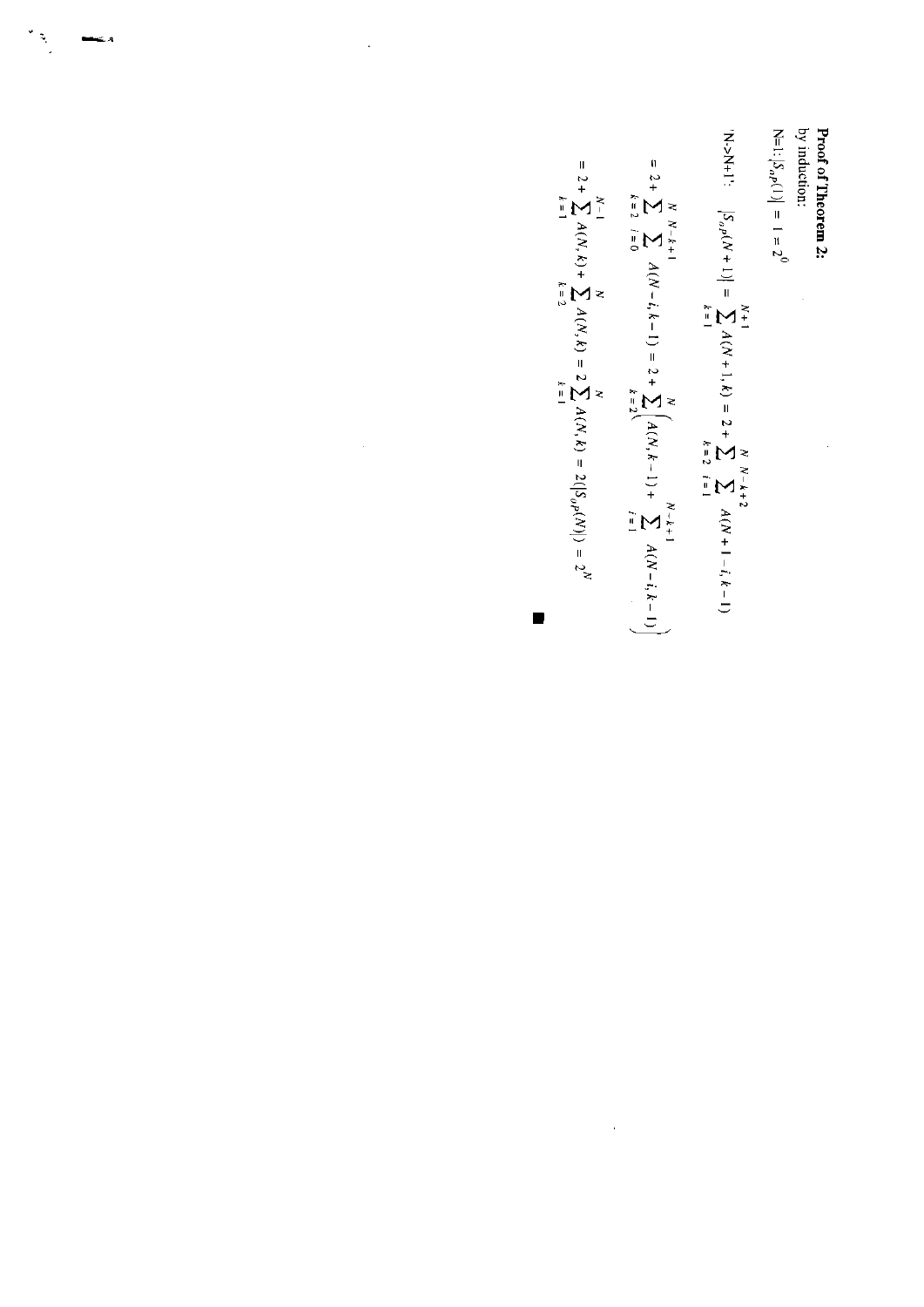**Proof of Theorem 2:**

by induction:

N=1: $|S_{oP}(1)| = 1 = 2^0$

'N->N+1': $|S_{oP}(N+1)| = \sum_{k=1}^{N+1} A(N+1,k) = 2 + \sum_{k=2}^{N} \sum_{i=1}^{N-k+2} A(N+1-i,k-1)$

$$= 2 + \sum_{k=2}^{N} \sum_{i=0}^{N-k+1} A(N-i,k-1) = 2 + \sum_{k=2}^{N} \left( A(N,k-1) + \sum_{i=1}^{N-k+1} A(N-i,k-1) \right)$$

$$= 2 + \sum_{k=1}^{N-1} A(N,k) + \sum_{k=2}^{N} A(N,k) = 2\sum_{k=1}^{N} A(N,k) = 2(|S_{oP}(N)|) = 2^N$$

■